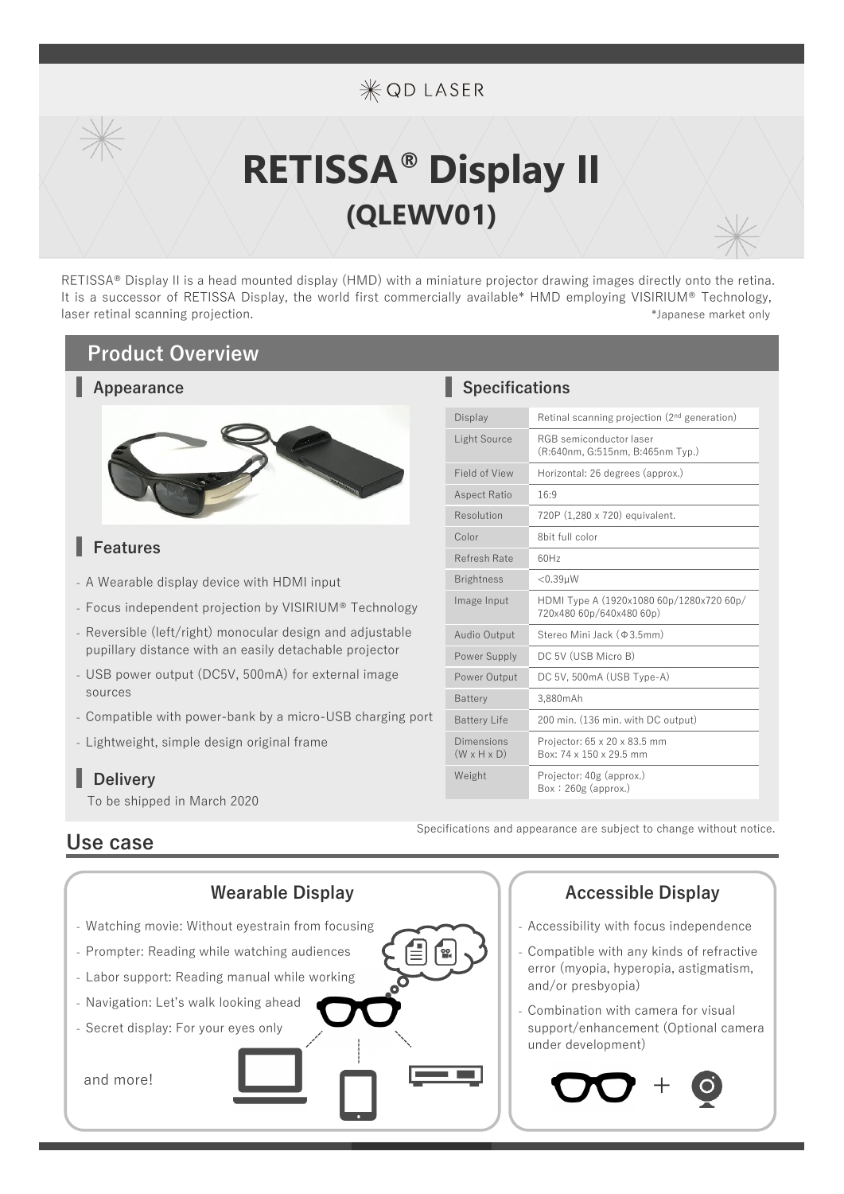QD LASER

# RETISSA® Display II
## (QLEWV01)

RETISSA® Display II is a head mounted display (HMD) with a miniature projector drawing images directly onto the retina. It is a successor of RETISSA Display, the world first commercially available* HMD employing VISIRIUM® Technology, laser retinal scanning projection.

*Japanese market only

## Product Overview

### Appearance

### Features

- A Wearable display device with HDMI input
- Focus independent projection by VISIRIUM® Technology
- Reversible (left/right) monocular design and adjustable pupillary distance with an easily detachable projector
- USB power output (DC5V, 500mA) for external image sources
- Compatible with power-bank by a micro-USB charging port
- Lightweight, simple design original frame

### Delivery

To be shipped in March 2020

### Specifications

| | |
|---|---|
| Display | Retinal scanning projection (2nd generation) |
| Light Source | RGB semiconductor laser (R:640nm, G:515nm, B:465nm Typ.) |
| Field of View | Horizontal: 26 degrees (approx.) |
| Aspect Ratio | 16:9 |
| Resolution | 720P (1,280 x 720) equivalent. |
| Color | 8bit full color |
| Refresh Rate | 60Hz |
| Brightness | <0.39μW |
| Image Input | HDMI Type A (1920x1080 60p/1280x720 60p/ 720x480 60p/640x480 60p) |
| Audio Output | Stereo Mini Jack (Φ3.5mm) |
| Power Supply | DC 5V (USB Micro B) |
| Power Output | DC 5V, 500mA (USB Type-A) |
| Battery | 3,880mAh |
| Battery Life | 200 min. (136 min. with DC output) |
| Dimensions (W x H x D) | Projector: 65 x 20 x 83.5 mm<br>Box: 74 x 150 x 29.5 mm |
| Weight | Projector: 40g (approx.)<br>Box : 260g (approx.) |

Specifications and appearance are subject to change without notice.

## Use case

### Wearable Display

- Watching movie: Without eyestrain from focusing
- Prompter: Reading while watching audiences
- Labor support: Reading manual while working
- Navigation: Let's walk looking ahead
- Secret display: For your eyes only

and more!

### Accessible Display

- Accessibility with focus independence
- Compatible with any kinds of refractive error (myopia, hyperopia, astigmatism, and/or presbyopia)
- Combination with camera for visual support/enhancement (Optional camera under development)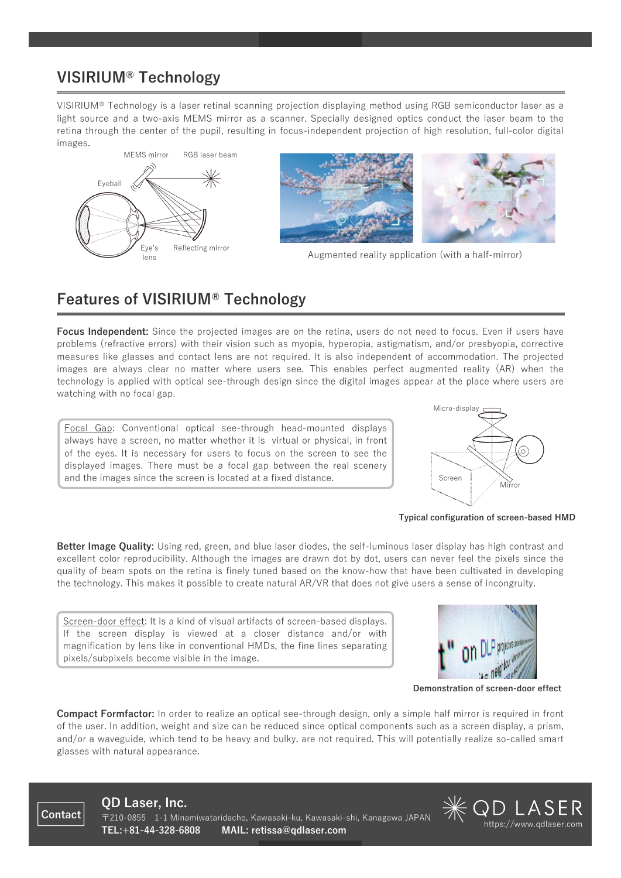## VISIRIUM® Technology

VISIRIUM® Technology is a laser retinal scanning projection displaying method using RGB semiconductor laser as a light source and a two-axis MEMS mirror as a scanner. Specially designed optics conduct the laser beam to the retina through the center of the pupil, resulting in focus-independent projection of high resolution, full-color digital images.

MEMS mirror
RGB laser beam
Eyeball
Eye's lens
Reflecting mirror

Augmented reality application (with a half-mirror)

## Features of VISIRIUM® Technology

**Focus Independent:** Since the projected images are on the retina, users do not need to focus. Even if users have problems (refractive errors) with their vision such as myopia, hyperopia, astigmatism, and/or presbyopia, corrective measures like glasses and contact lens are not required. It is also independent of accommodation. The projected images are always clear no matter where users see. This enables perfect augmented reality (AR) when the technology is applied with optical see-through design since the digital images appear at the place where users are watching with no focal gap.

> Focal Gap: Conventional optical see-through head-mounted displays always have a screen, no matter whether it is virtual or physical, in front of the eyes. It is necessary for users to focus on the screen to see the displayed images. There must be a focal gap between the real scenery and the images since the screen is located at a fixed distance.

Micro-display
Screen
Mirror

**Typical configuration of screen-based HMD**

**Better Image Quality:** Using red, green, and blue laser diodes, the self-luminous laser display has high contrast and excellent color reproducibility. Although the images are drawn dot by dot, users can never feel the pixels since the quality of beam spots on the retina is finely tuned based on the know-how that have been cultivated in developing the technology. This makes it possible to create natural AR/VR that does not give users a sense of incongruity.

> Screen-door effect: It is a kind of visual artifacts of screen-based displays. If the screen display is viewed at a closer distance and/or with magnification by lens like in conventional HMDs, the fine lines separating pixels/subpixels become visible in the image.

**Demonstration of screen-door effect**

**Compact Formfactor:** In order to realize an optical see-through design, only a simple half mirror is required in front of the user. In addition, weight and size can be reduced since optical components such as a screen display, a prism, and/or a waveguide, which tend to be heavy and bulky, are not required. This will potentially realize so-called smart glasses with natural appearance.

**Contact**

**QD Laser, Inc.**
〒210-0855 1-1 Minamiwataridacho, Kawasaki-ku, Kawasaki-shi, Kanagawa JAPAN
**TEL:+81-44-328-6808** **MAIL: retissa@qdlaser.com**

QD LASER
https://www.qdlaser.com